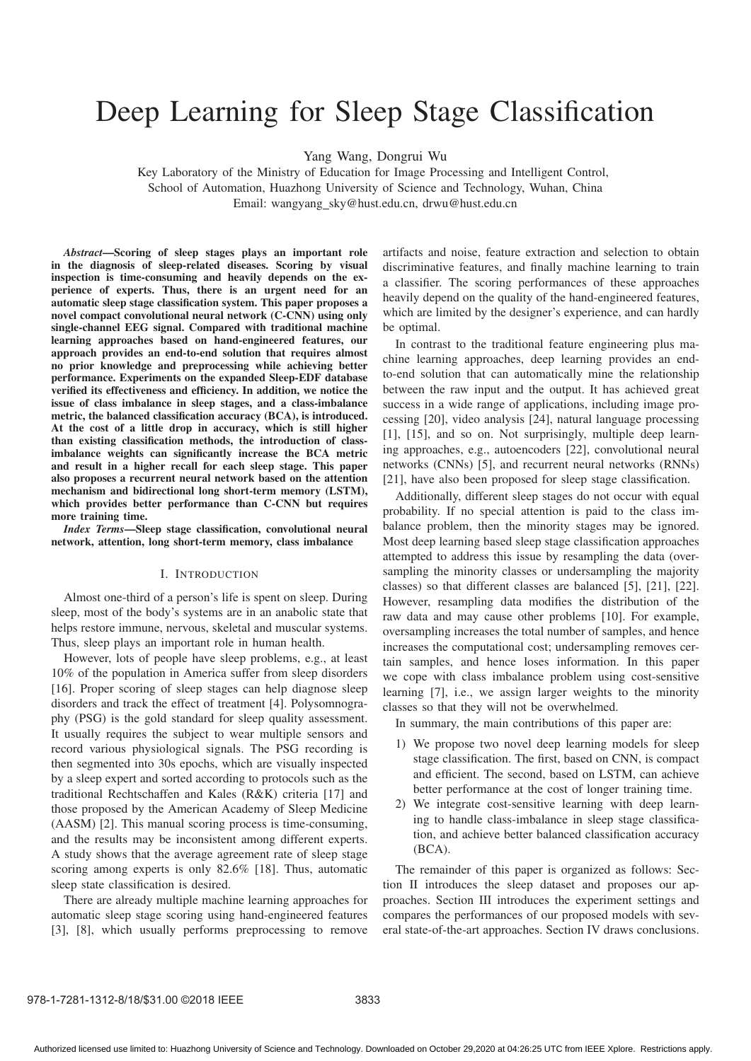# Deep Learning for Sleep Stage Classification

Yang Wang, Dongrui Wu

Key Laboratory of the Ministry of Education for Image Processing and Intelligent Control,
School of Automation, Huazhong University of Science and Technology, Wuhan, China
Email: wangyang_sky@hust.edu.cn, drwu@hust.edu.cn

***Abstract*—Scoring of sleep stages plays an important role in the diagnosis of sleep-related diseases. Scoring by visual inspection is time-consuming and heavily depends on the experience of experts. Thus, there is an urgent need for an automatic sleep stage classification system. This paper proposes a novel compact convolutional neural network (C-CNN) using only single-channel EEG signal. Compared with traditional machine learning approaches based on hand-engineered features, our approach provides an end-to-end solution that requires almost no prior knowledge and preprocessing while achieving better performance. Experiments on the expanded Sleep-EDF database verified its effectiveness and efficiency. In addition, we notice the issue of class imbalance in sleep stages, and a class-imbalance metric, the balanced classification accuracy (BCA), is introduced. At the cost of a little drop in accuracy, which is still higher than existing classification methods, the introduction of class-imbalance weights can significantly increase the BCA metric and result in a higher recall for each sleep stage. This paper also proposes a recurrent neural network based on the attention mechanism and bidirectional long short-term memory (LSTM), which provides better performance than C-CNN but requires more training time.**

***Index Terms*—Sleep stage classification, convolutional neural network, attention, long short-term memory, class imbalance**

## I. Introduction

Almost one-third of a person's life is spent on sleep. During sleep, most of the body's systems are in an anabolic state that helps restore immune, nervous, skeletal and muscular systems. Thus, sleep plays an important role in human health.

However, lots of people have sleep problems, e.g., at least 10% of the population in America suffer from sleep disorders [16]. Proper scoring of sleep stages can help diagnose sleep disorders and track the effect of treatment [4]. Polysomnography (PSG) is the gold standard for sleep quality assessment. It usually requires the subject to wear multiple sensors and record various physiological signals. The PSG recording is then segmented into 30s epochs, which are visually inspected by a sleep expert and sorted according to protocols such as the traditional Rechtschaffen and Kales (R&K) criteria [17] and those proposed by the American Academy of Sleep Medicine (AASM) [2]. This manual scoring process is time-consuming, and the results may be inconsistent among different experts. A study shows that the average agreement rate of sleep stage scoring among experts is only 82.6% [18]. Thus, automatic sleep state classification is desired.

There are already multiple machine learning approaches for automatic sleep stage scoring using hand-engineered features [3], [8], which usually performs preprocessing to remove artifacts and noise, feature extraction and selection to obtain discriminative features, and finally machine learning to train a classifier. The scoring performances of these approaches heavily depend on the quality of the hand-engineered features, which are limited by the designer's experience, and can hardly be optimal.

In contrast to the traditional feature engineering plus machine learning approaches, deep learning provides an end-to-end solution that can automatically mine the relationship between the raw input and the output. It has achieved great success in a wide range of applications, including image processing [20], video analysis [24], natural language processing [1], [15], and so on. Not surprisingly, multiple deep learning approaches, e.g., autoencoders [22], convolutional neural networks (CNNs) [5], and recurrent neural networks (RNNs) [21], have also been proposed for sleep stage classification.

Additionally, different sleep stages do not occur with equal probability. If no special attention is paid to the class imbalance problem, then the minority stages may be ignored. Most deep learning based sleep stage classification approaches attempted to address this issue by resampling the data (oversampling the minority classes or undersampling the majority classes) so that different classes are balanced [5], [21], [22]. However, resampling data modifies the distribution of the raw data and may cause other problems [10]. For example, oversampling increases the total number of samples, and hence increases the computational cost; undersampling removes certain samples, and hence loses information. In this paper we cope with class imbalance problem using cost-sensitive learning [7], i.e., we assign larger weights to the minority classes so that they will not be overwhelmed.

In summary, the main contributions of this paper are:

1) We propose two novel deep learning models for sleep stage classification. The first, based on CNN, is compact and efficient. The second, based on LSTM, can achieve better performance at the cost of longer training time.
2) We integrate cost-sensitive learning with deep learning to handle class-imbalance in sleep stage classification, and achieve better balanced classification accuracy (BCA).

The remainder of this paper is organized as follows: Section II introduces the sleep dataset and proposes our approaches. Section III introduces the experiment settings and compares the performances of our proposed models with several state-of-the-art approaches. Section IV draws conclusions.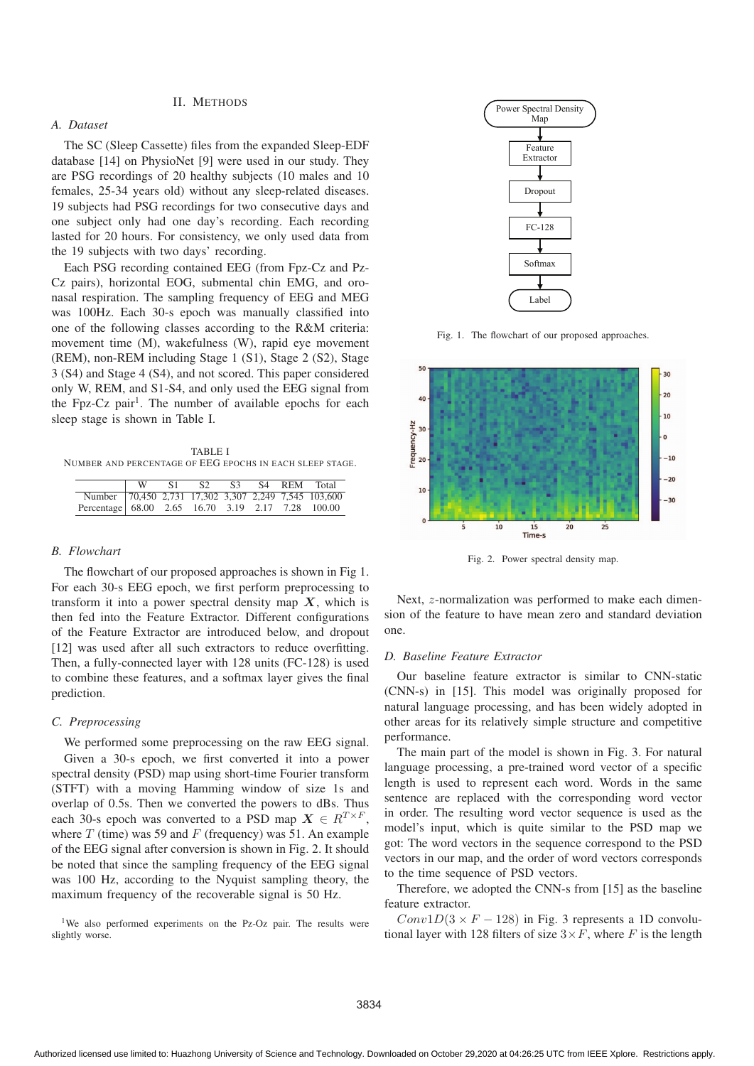## II. Methods

### A. Dataset

The SC (Sleep Cassette) files from the expanded Sleep-EDF database [14] on PhysioNet [9] were used in our study. They are PSG recordings of 20 healthy subjects (10 males and 10 females, 25-34 years old) without any sleep-related diseases. 19 subjects had PSG recordings for two consecutive days and one subject only had one day's recording. Each recording lasted for 20 hours. For consistency, we only used data from the 19 subjects with two days' recording.

Each PSG recording contained EEG (from Fpz-Cz and Pz-Cz pairs), horizontal EOG, submental chin EMG, and oro-nasal respiration. The sampling frequency of EEG and MEG was 100Hz. Each 30-s epoch was manually classified into one of the following classes according to the R&M criteria: movement time (M), wakefulness (W), rapid eye movement (REM), non-REM including Stage 1 (S1), Stage 2 (S2), Stage 3 (S4) and Stage 4 (S4), and not scored. This paper considered only W, REM, and S1-S4, and only used the EEG signal from the Fpz-Cz pair[1]. The number of available epochs for each sleep stage is shown in Table I.

TABLE I
NUMBER AND PERCENTAGE OF EEG EPOCHS IN EACH SLEEP STAGE.

| | W | S1 | S2 | S3 | S4 | REM | Total |
|---|---|---|---|---|---|---|---|
| Number | 70,450 | 2,731 | 17,302 | 3,307 | 2,249 | 7,545 | 103,600 |
| Percentage | 68.00 | 2.65 | 16.70 | 3.19 | 2.17 | 7.28 | 100.00 |

### B. Flowchart

The flowchart of our proposed approaches is shown in Fig 1. For each 30-s EEG epoch, we first perform preprocessing to transform it into a power spectral density map $\boldsymbol{X}$, which is then fed into the Feature Extractor. Different configurations of the Feature Extractor are introduced below, and dropout [12] was used after all such extractors to reduce overfitting. Then, a fully-connected layer with 128 units (FC-128) is used to combine these features, and a softmax layer gives the final prediction.

### C. Preprocessing

We performed some preprocessing on the raw EEG signal. Given a 30-s epoch, we first converted it into a power spectral density (PSD) map using short-time Fourier transform (STFT) with a moving Hamming window of size 1s and overlap of 0.5s. Then we converted the powers to dBs. Thus each 30-s epoch was converted to a PSD map $\boldsymbol{X} \in R^{T \times F}$, where $T$ (time) was 59 and $F$ (frequency) was 51. An example of the EEG signal after conversion is shown in Fig. 2. It should be noted that since the sampling frequency of the EEG signal was 100 Hz, according to the Nyquist sampling theory, the maximum frequency of the recoverable signal is 50 Hz.

[1]We also performed experiments on the Pz-Oz pair. The results were slightly worse.

Power Spectral Density Map → Feature Extractor → Dropout → FC-128 → Softmax → Label

Fig. 1. The flowchart of our proposed approaches.

Fig. 2. Power spectral density map.

Next, $z$-normalization was performed to make each dimension of the feature to have mean zero and standard deviation one.

### D. Baseline Feature Extractor

Our baseline feature extractor is similar to CNN-static (CNN-s) in [15]. This model was originally proposed for natural language processing, and has been widely adopted in other areas for its relatively simple structure and competitive performance.

The main part of the model is shown in Fig. 3. For natural language processing, a pre-trained word vector of a specific length is used to represent each word. Words in the same sentence are replaced with the corresponding word vector in order. The resulting word vector sequence is used as the model's input, which is quite similar to the PSD map we got: The word vectors in the sequence correspond to the PSD vectors in our map, and the order of word vectors corresponds to the time sequence of PSD vectors.

Therefore, we adopted the CNN-s from [15] as the baseline feature extractor.

$Conv1D(3 \times F - 128)$ in Fig. 3 represents a 1D convolutional layer with 128 filters of size $3 \times F$, where $F$ is the length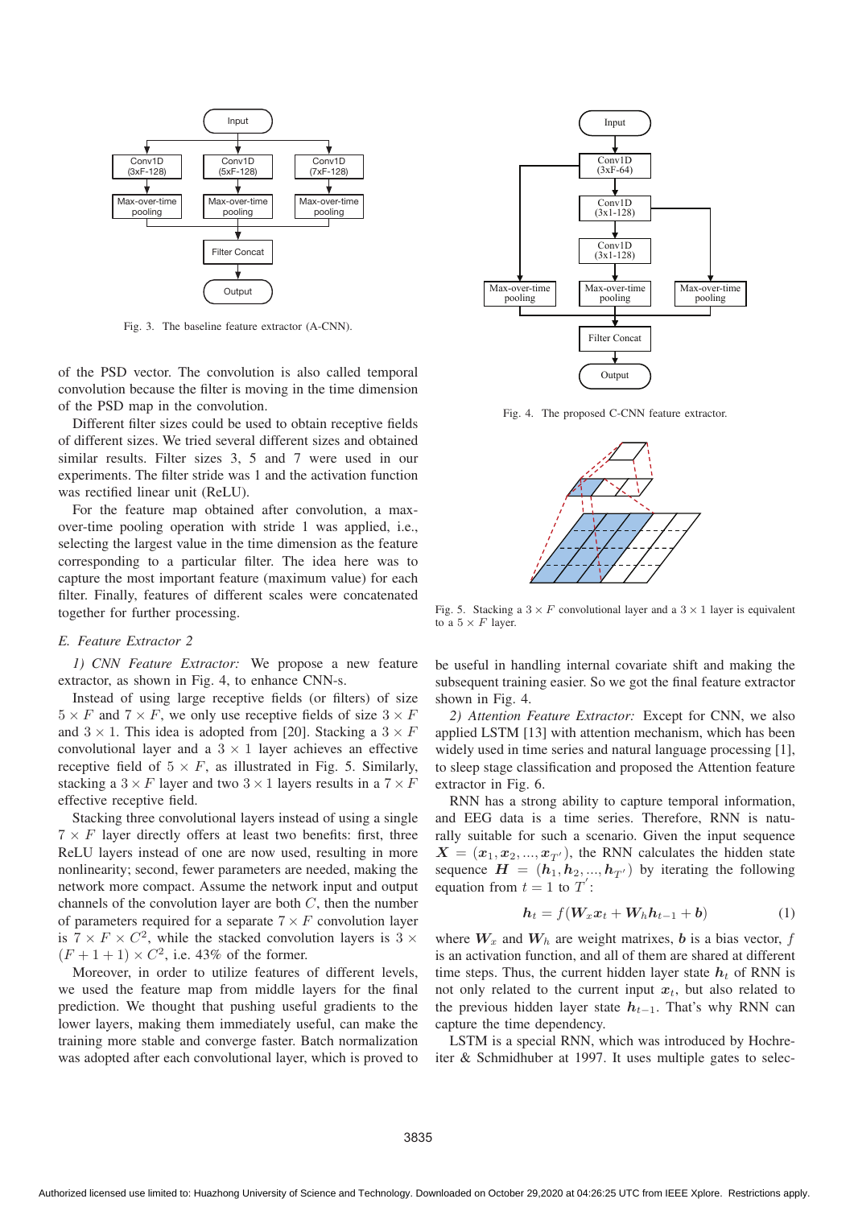Fig. 3. The baseline feature extractor (A-CNN).

of the PSD vector. The convolution is also called temporal convolution because the filter is moving in the time dimension of the PSD map in the convolution.

Different filter sizes could be used to obtain receptive fields of different sizes. We tried several different sizes and obtained similar results. Filter sizes 3, 5 and 7 were used in our experiments. The filter stride was 1 and the activation function was rectified linear unit (ReLU).

For the feature map obtained after convolution, a max-over-time pooling operation with stride 1 was applied, i.e., selecting the largest value in the time dimension as the feature corresponding to a particular filter. The idea here was to capture the most important feature (maximum value) for each filter. Finally, features of different scales were concatenated together for further processing.

### *E. Feature Extractor 2*

*1) CNN Feature Extractor:* We propose a new feature extractor, as shown in Fig. 4, to enhance CNN-s.

Instead of using large receptive fields (or filters) of size $5 \times F$ and $7 \times F$, we only use receptive fields of size $3 \times F$ and $3 \times 1$. This idea is adopted from [20]. Stacking a $3 \times F$ convolutional layer and a $3 \times 1$ layer achieves an effective receptive field of $5 \times F$, as illustrated in Fig. 5. Similarly, stacking a $3 \times F$ layer and two $3 \times 1$ layers results in a $7 \times F$ effective receptive field.

Stacking three convolutional layers instead of using a single $7 \times F$ layer directly offers at least two benefits: first, three ReLU layers instead of one are now used, resulting in more nonlinearity; second, fewer parameters are needed, making the network more compact. Assume the network input and output channels of the convolution layer are both $C$, then the number of parameters required for a separate $7 \times F$ convolution layer is $7 \times F \times C^2$, while the stacked convolution layers is $3 \times (F + 1 + 1) \times C^2$, i.e. 43% of the former.

Moreover, in order to utilize features of different levels, we used the feature map from middle layers for the final prediction. We thought that pushing useful gradients to the lower layers, making them immediately useful, can make the training more stable and converge faster. Batch normalization was adopted after each convolutional layer, which is proved to be useful in handling internal covariate shift and making the subsequent training easier. So we got the final feature extractor shown in Fig. 4.

Fig. 4. The proposed C-CNN feature extractor.

Fig. 5. Stacking a $3 \times F$ convolutional layer and a $3 \times 1$ layer is equivalent to a $5 \times F$ layer.

*2) Attention Feature Extractor:* Except for CNN, we also applied LSTM [13] with attention mechanism, which has been widely used in time series and natural language processing [1], to sleep stage classification and proposed the Attention feature extractor in Fig. 6.

RNN has a strong ability to capture temporal information, and EEG data is a time series. Therefore, RNN is naturally suitable for such a scenario. Given the input sequence $\boldsymbol{X} = (\boldsymbol{x}_1, \boldsymbol{x}_2, ..., \boldsymbol{x}_{T'})$, the RNN calculates the hidden state sequence $\boldsymbol{H} = (\boldsymbol{h}_1, \boldsymbol{h}_2, ..., \boldsymbol{h}_{T'})$ by iterating the following equation from $t = 1$ to $T'$:

$$\boldsymbol{h}_t = f(\boldsymbol{W}_x \boldsymbol{x}_t + \boldsymbol{W}_h \boldsymbol{h}_{t-1} + \boldsymbol{b}) \tag{1}$$

where $\boldsymbol{W}_x$ and $\boldsymbol{W}_h$ are weight matrixes, $\boldsymbol{b}$ is a bias vector, $f$ is an activation function, and all of them are shared at different time steps. Thus, the current hidden layer state $\boldsymbol{h}_t$ of RNN is not only related to the current input $\boldsymbol{x}_t$, but also related to the previous hidden layer state $\boldsymbol{h}_{t-1}$. That's why RNN can capture the time dependency.

LSTM is a special RNN, which was introduced by Hochreiter & Schmidhuber at 1997. It uses multiple gates to selec-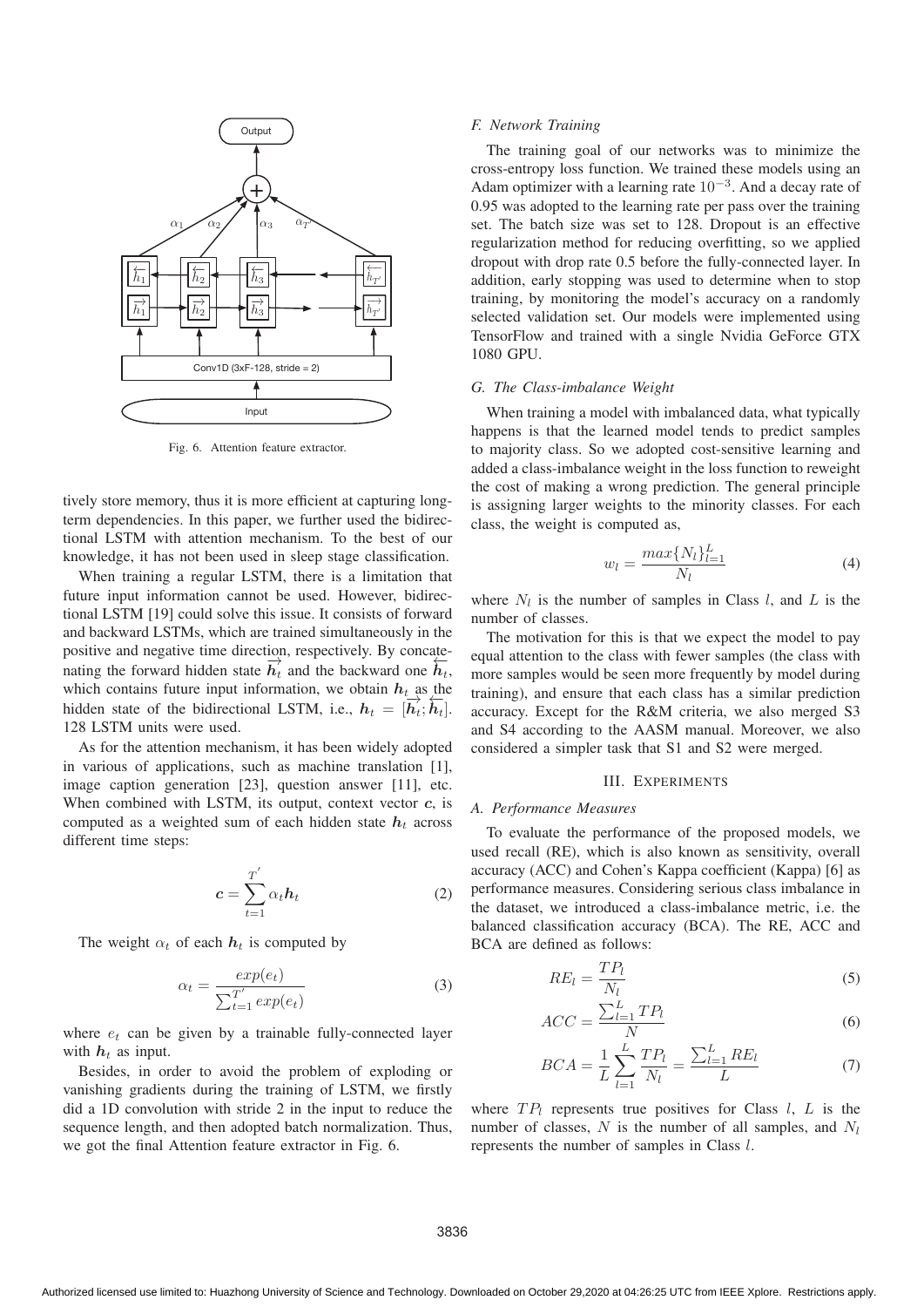Fig. 6. Attention feature extractor.

tively store memory, thus it is more efficient at capturing long-term dependencies. In this paper, we further used the bidirectional LSTM with attention mechanism. To the best of our knowledge, it has not been used in sleep stage classification.

When training a regular LSTM, there is a limitation that future input information cannot be used. However, bidirectional LSTM [19] could solve this issue. It consists of forward and backward LSTMs, which are trained simultaneously in the positive and negative time direction, respectively. By concatenating the forward hidden state $\overrightarrow{\boldsymbol{h}_t}$ and the backward one $\overleftarrow{\boldsymbol{h}_t}$, which contains future input information, we obtain $\boldsymbol{h}_t$ as the hidden state of the bidirectional LSTM, i.e., $\boldsymbol{h}_t = [\overrightarrow{\boldsymbol{h}_t}; \overleftarrow{\boldsymbol{h}_t}]$. 128 LSTM units were used.

As for the attention mechanism, it has been widely adopted in various of applications, such as machine translation [1], image caption generation [23], question answer [11], etc. When combined with LSTM, its output, context vector $\boldsymbol{c}$, is computed as a weighted sum of each hidden state $\boldsymbol{h}_t$ across different time steps:

$$\boldsymbol{c} = \sum_{t=1}^{T'} \alpha_t \boldsymbol{h}_t \tag{2}$$

The weight $\alpha_t$ of each $\boldsymbol{h}_t$ is computed by

$$\alpha_t = \frac{exp(e_t)}{\sum_{t=1}^{T'} exp(e_t)} \tag{3}$$

where $e_t$ can be given by a trainable fully-connected layer with $\boldsymbol{h}_t$ as input.

Besides, in order to avoid the problem of exploding or vanishing gradients during the training of LSTM, we firstly did a 1D convolution with stride 2 in the input to reduce the sequence length, and then adopted batch normalization. Thus, we got the final Attention feature extractor in Fig. 6.

### F. Network Training

The training goal of our networks was to minimize the cross-entropy loss function. We trained these models using an Adam optimizer with a learning rate $10^{-3}$. And a decay rate of 0.95 was adopted to the learning rate per pass over the training set. The batch size was set to 128. Dropout is an effective regularization method for reducing overfitting, so we applied dropout with drop rate 0.5 before the fully-connected layer. In addition, early stopping was used to determine when to stop training, by monitoring the model's accuracy on a randomly selected validation set. Our models were implemented using TensorFlow and trained with a single Nvidia GeForce GTX 1080 GPU.

### G. The Class-imbalance Weight

When training a model with imbalanced data, what typically happens is that the learned model tends to predict samples to majority class. So we adopted cost-sensitive learning and added a class-imbalance weight in the loss function to reweight the cost of making a wrong prediction. The general principle is assigning larger weights to the minority classes. For each class, the weight is computed as,

$$w_l = \frac{max\{N_l\}_{l=1}^{L}}{N_l} \tag{4}$$

where $N_l$ is the number of samples in Class $l$, and $L$ is the number of classes.

The motivation for this is that we expect the model to pay equal attention to the class with fewer samples (the class with more samples would be seen more frequently by model during training), and ensure that each class has a similar prediction accuracy. Except for the R&M criteria, we also merged S3 and S4 according to the AASM manual. Moreover, we also considered a simpler task that S1 and S2 were merged.

## III. EXPERIMENTS

### A. Performance Measures

To evaluate the performance of the proposed models, we used recall (RE), which is also known as sensitivity, overall accuracy (ACC) and Cohen's Kappa coefficient (Kappa) [6] as performance measures. Considering serious class imbalance in the dataset, we introduced a class-imbalance metric, i.e. the balanced classification accuracy (BCA). The RE, ACC and BCA are defined as follows:

$$RE_l = \frac{TP_l}{N_l} \tag{5}$$

$$ACC = \frac{\sum_{l=1}^{L} TP_l}{N} \tag{6}$$

$$BCA = \frac{1}{L} \sum_{l=1}^{L} \frac{TP_l}{N_l} = \frac{\sum_{l=1}^{L} RE_l}{L} \tag{7}$$

where $TP_l$ represents true positives for Class $l$, $L$ is the number of classes, $N$ is the number of all samples, and $N_l$ represents the number of samples in Class $l$.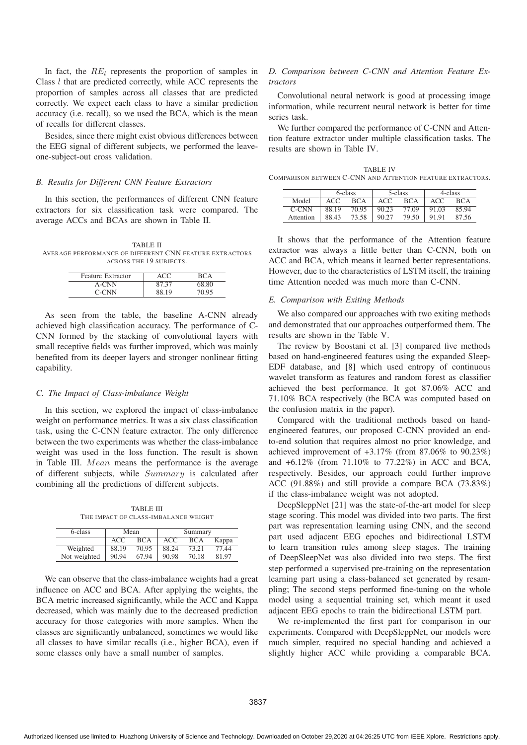In fact, the $RE_l$ represents the proportion of samples in Class $l$ that are predicted correctly, while ACC represents the proportion of samples across all classes that are predicted correctly. We expect each class to have a similar prediction accuracy (i.e. recall), so we used the BCA, which is the mean of recalls for different classes.

Besides, since there might exist obvious differences between the EEG signal of different subjects, we performed the leave-one-subject-out cross validation.

### *B. Results for Different CNN Feature Extractors*

In this section, the performances of different CNN feature extractors for six classification task were compared. The average ACCs and BCAs are shown in Table II.

TABLE II
AVERAGE PERFORMANCE OF DIFFERENT CNN FEATURE EXTRACTORS ACROSS THE 19 SUBJECTS.

| Feature Extractor | ACC | BCA |
|---|---|---|
| A-CNN | 87.37 | 68.80 |
| C-CNN | 88.19 | 70.95 |

As seen from the table, the baseline A-CNN already achieved high classification accuracy. The performance of C-CNN formed by the stacking of convolutional layers with small receptive fields was further improved, which was mainly benefited from its deeper layers and stronger nonlinear fitting capability.

### *C. The Impact of Class-imbalance Weight*

In this section, we explored the impact of class-imbalance weight on performance metrics. It was a six class classification task, using the C-CNN feature extractor. The only difference between the two experiments was whether the class-imbalance weight was used in the loss function. The result is shown in Table III. $Mean$ means the performance is the average of different subjects, while $Summary$ is calculated after combining all the predictions of different subjects.

TABLE III
THE IMPACT OF CLASS-IMBALANCE WEIGHT

| 6-class | Mean | | Summary | | |
|---|---|---|---|---|---|
| | ACC | BCA | ACC | BCA | Kappa |
| Weighted | 88.19 | 70.95 | 88.24 | 73.21 | 77.44 |
| Not weighted | 90.94 | 67.94 | 90.98 | 70.18 | 81.97 |

We can observe that the class-imbalance weights had a great influence on ACC and BCA. After applying the weights, the BCA metric increased significantly, while the ACC and Kappa decreased, which was mainly due to the decreased prediction accuracy for those categories with more samples. When the classes are significantly unbalanced, sometimes we would like all classes to have similar recalls (i.e., higher BCA), even if some classes only have a small number of samples.

### *D. Comparison between C-CNN and Attention Feature Extractors*

Convolutional neural network is good at processing image information, while recurrent neural network is better for time series task.

We further compared the performance of C-CNN and Attention feature extractor under multiple classification tasks. The results are shown in Table IV.

TABLE IV
COMPARISON BETWEEN C-CNN AND ATTENTION FEATURE EXTRACTORS.

| | 6-class | | 5-class | | 4-class | |
|---|---|---|---|---|---|---|
| Model | ACC | BCA | ACC | BCA | ACC | BCA |
| C-CNN | 88.19 | 70.95 | 90.23 | 77.09 | 91.03 | 85.94 |
| Attention | 88.43 | 73.58 | 90.27 | 79.50 | 91.91 | 87.56 |

It shows that the performance of the Attention feature extractor was always a little better than C-CNN, both on ACC and BCA, which means it learned better representations. However, due to the characteristics of LSTM itself, the training time Attention needed was much more than C-CNN.

### *E. Comparison with Exiting Methods*

We also compared our approaches with two exiting methods and demonstrated that our approaches outperformed them. The results are shown in the Table V.

The review by Boostani et al. [3] compared five methods based on hand-engineered features using the expanded Sleep-EDF database, and [8] which used entropy of continuous wavelet transform as features and random forest as classifier achieved the best performance. It got 87.06% ACC and 71.10% BCA respectively (the BCA was computed based on the confusion matrix in the paper).

Compared with the traditional methods based on hand-engineered features, our proposed C-CNN provided an end-to-end solution that requires almost no prior knowledge, and achieved improvement of +3.17% (from 87.06% to 90.23%) and +6.12% (from 71.10% to 77.22%) in ACC and BCA, respectively. Besides, our approach could further improve ACC (91.88%) and still provide a compare BCA (73.83%) if the class-imbalance weight was not adopted.

DeepSleppNet [21] was the state-of-the-art model for sleep stage scoring. This model was divided into two parts. The first part was representation learning using CNN, and the second part used adjacent EEG epoches and bidirectional LSTM to learn transition rules among sleep stages. The training of DeepSleepNet was also divided into two steps. The first step performed a supervised pre-training on the representation learning part using a class-balanced set generated by resampling; The second steps performed fine-tuning on the whole model using a sequential training set, which meant it used adjacent EEG epochs to train the bidirectional LSTM part.

We re-implemented the first part for comparison in our experiments. Compared with DeepSleppNet, our models were much simpler, required no special handing and achieved a slightly higher ACC while providing a comparable BCA.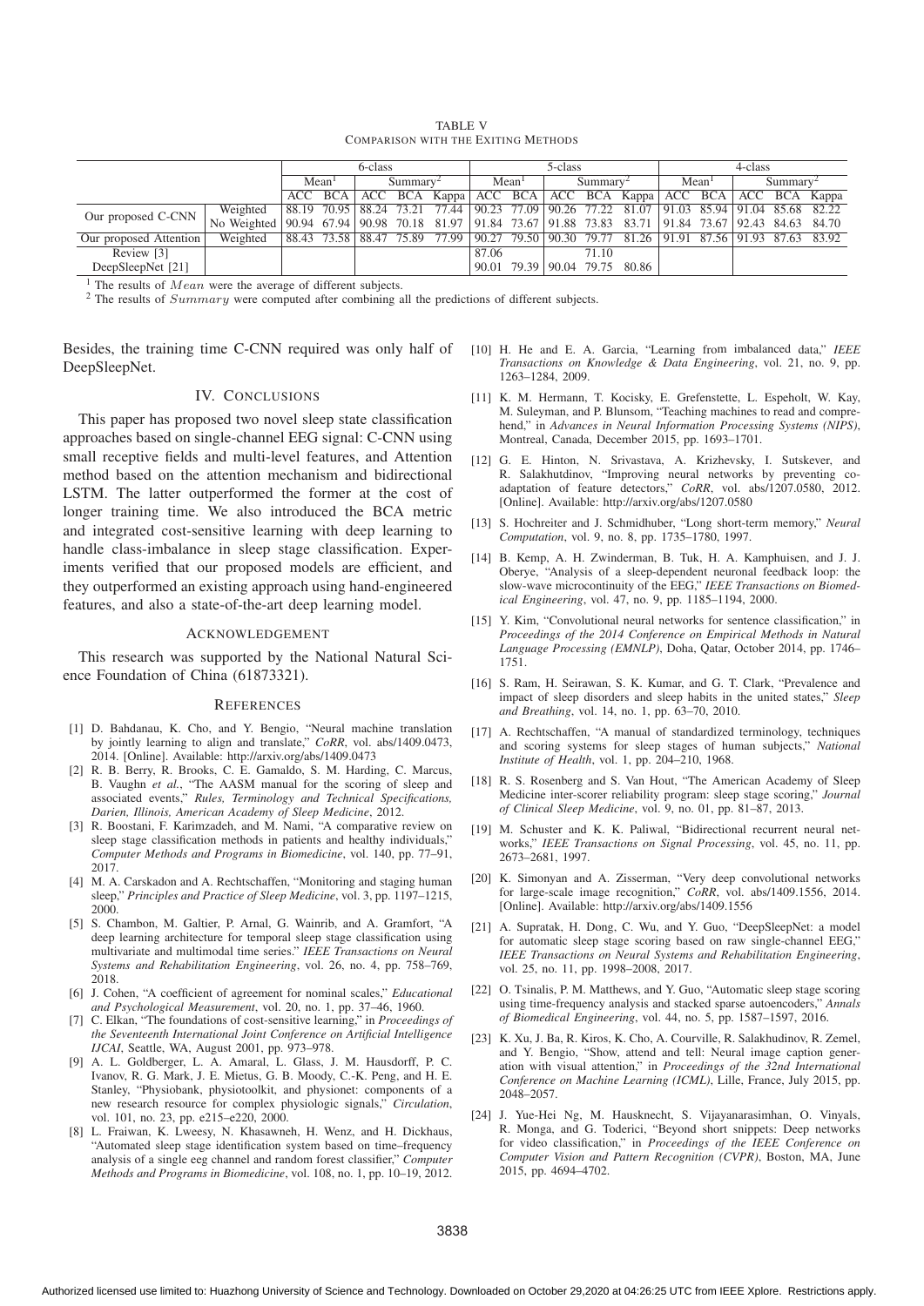TABLE V
COMPARISON WITH THE EXITING METHODS

| | | 6-class | | | | | 5-class | | | | | 4-class | | | | |
|---|---|---|---|---|---|---|---|---|---|---|---|---|---|---|---|---|
| | | Mean[1] | | Summary[2] | | | Mean[1] | | Summary[2] | | | Mean[1] | | Summary[2] | | |
| | | ACC | BCA | ACC | BCA | Kappa | ACC | BCA | ACC | BCA | Kappa | ACC | BCA | ACC | BCA | Kappa |
| Our proposed C-CNN | Weighted | 88.19 | 70.95 | 88.24 | 73.21 | 77.44 | 90.23 | 77.09 | 90.26 | 77.22 | 81.07 | 91.03 | 85.94 | 91.04 | 85.68 | 82.22 |
| | No Weighted | 90.94 | 67.94 | 90.98 | 70.18 | 81.97 | 91.84 | 73.67 | 91.88 | 73.83 | 83.71 | 91.84 | 73.67 | 92.43 | 84.63 | 84.70 |
| Our proposed Attention | Weighted | 88.43 | 73.58 | 88.47 | 75.89 | 77.99 | 90.27 | 79.50 | 90.30 | 79.77 | 81.26 | 91.91 | 87.56 | 91.93 | 87.63 | 83.92 |
| Review [3] | | | | | | | 87.06 | | | 71.10 | | | | | | |
| DeepSleepNet [21] | | | | | | | 90.01 | 79.39 | 90.04 | 79.75 | 80.86 | | | | | |

[1] The results of $Mean$ were the average of different subjects.
[2] The results of $Summary$ were computed after combining all the predictions of different subjects.

Besides, the training time C-CNN required was only half of DeepSleepNet.

## IV. CONCLUSIONS

This paper has proposed two novel sleep state classification approaches based on single-channel EEG signal: C-CNN using small receptive fields and multi-level features, and Attention method based on the attention mechanism and bidirectional LSTM. The latter outperformed the former at the cost of longer training time. We also introduced the BCA metric and integrated cost-sensitive learning with deep learning to handle class-imbalance in sleep stage classification. Experiments verified that our proposed models are efficient, and they outperformed an existing approach using hand-engineered features, and also a state-of-the-art deep learning model.

## ACKNOWLEDGEMENT

This research was supported by the National Natural Science Foundation of China (61873321).

## REFERENCES

[1] D. Bahdanau, K. Cho, and Y. Bengio, "Neural machine translation by jointly learning to align and translate," *CoRR*, vol. abs/1409.0473, 2014. [Online]. Available: http://arxiv.org/abs/1409.0473

[2] R. B. Berry, R. Brooks, C. E. Gamaldo, S. M. Harding, C. Marcus, B. Vaughn *et al.*, "The AASM manual for the scoring of sleep and associated events," *Rules, Terminology and Technical Specifications, Darien, Illinois, American Academy of Sleep Medicine*, 2012.

[3] R. Boostani, F. Karimzadeh, and M. Nami, "A comparative review on sleep stage classification methods in patients and healthy individuals," *Computer Methods and Programs in Biomedicine*, vol. 140, pp. 77–91, 2017.

[4] M. A. Carskadon and A. Rechtschaffen, "Monitoring and staging human sleep," *Principles and Practice of Sleep Medicine*, vol. 3, pp. 1197–1215, 2000.

[5] S. Chambon, M. Galtier, P. Arnal, G. Wainrib, and A. Gramfort, "A deep learning architecture for temporal sleep stage classification using multivariate and multimodal time series." *IEEE Transactions on Neural Systems and Rehabilitation Engineering*, vol. 26, no. 4, pp. 758–769, 2018.

[6] J. Cohen, "A coefficient of agreement for nominal scales," *Educational and Psychological Measurement*, vol. 20, no. 1, pp. 37–46, 1960.

[7] C. Elkan, "The foundations of cost-sensitive learning," in *Proceedings of the Seventeenth International Joint Conference on Artificial Intelligence IJCAI*, Seattle, WA, August 2001, pp. 973–978.

[8] A. L. Goldberger, L. A. Amaral, L. Glass, J. M. Hausdorff, P. C. Ivanov, R. G. Mark, J. E. Mietus, G. B. Moody, C.-K. Peng, and H. E. Stanley, "Physiobank, physiotoolkit, and physionet: components of a new research resource for complex physiologic signals," *Circulation*, vol. 101, no. 23, pp. e215–e220, 2000.

[8] L. Fraiwan, K. Lweesy, N. Khasawneh, H. Wenz, and H. Dickhaus, "Automated sleep stage identification system based on time–frequency analysis of a single eeg channel and random forest classifier," *Computer Methods and Programs in Biomedicine*, vol. 108, no. 1, pp. 10–19, 2012.

[10] H. He and E. A. Garcia, "Learning from imbalanced data," *IEEE Transactions on Knowledge & Data Engineering*, vol. 21, no. 9, pp. 1263–1284, 2009.

[11] K. M. Hermann, T. Kocisky, E. Grefenstette, L. Espeholt, W. Kay, M. Suleyman, and P. Blunsom, "Teaching machines to read and comprehend," in *Advances in Neural Information Processing Systems (NIPS)*, Montreal, Canada, December 2015, pp. 1693–1701.

[12] G. E. Hinton, N. Srivastava, A. Krizhevsky, I. Sutskever, and R. Salakhutdinov, "Improving neural networks by preventing co-adaptation of feature detectors," *CoRR*, vol. abs/1207.0580, 2012. [Online]. Available: http://arxiv.org/abs/1207.0580

[13] S. Hochreiter and J. Schmidhuber, "Long short-term memory," *Neural Computation*, vol. 9, no. 8, pp. 1735–1780, 1997.

[14] B. Kemp, A. H. Zwinderman, B. Tuk, H. A. Kamphuisen, and J. J. Oberye, "Analysis of a sleep-dependent neuronal feedback loop: the slow-wave microcontinuity of the EEG," *IEEE Transactions on Biomedical Engineering*, vol. 47, no. 9, pp. 1185–1194, 2000.

[15] Y. Kim, "Convolutional neural networks for sentence classification," in *Proceedings of the 2014 Conference on Empirical Methods in Natural Language Processing (EMNLP)*, Doha, Qatar, October 2014, pp. 1746–1751.

[16] S. Ram, H. Seirawan, S. K. Kumar, and G. T. Clark, "Prevalence and impact of sleep disorders and sleep habits in the united states," *Sleep and Breathing*, vol. 14, no. 1, pp. 63–70, 2010.

[17] A. Rechtschaffen, "A manual of standardized terminology, techniques and scoring systems for sleep stages of human subjects," *National Institute of Health*, vol. 1, pp. 204–210, 1968.

[18] R. S. Rosenberg and S. Van Hout, "The American Academy of Sleep Medicine inter-scorer reliability program: sleep stage scoring," *Journal of Clinical Sleep Medicine*, vol. 9, no. 01, pp. 81–87, 2013.

[19] M. Schuster and K. K. Paliwal, "Bidirectional recurrent neural networks," *IEEE Transactions on Signal Processing*, vol. 45, no. 11, pp. 2673–2681, 1997.

[20] K. Simonyan and A. Zisserman, "Very deep convolutional networks for large-scale image recognition," *CoRR*, vol. abs/1409.1556, 2014. [Online]. Available: http://arxiv.org/abs/1409.1556

[21] A. Supratak, H. Dong, C. Wu, and Y. Guo, "DeepSleepNet: a model for automatic sleep stage scoring based on raw single-channel EEG," *IEEE Transactions on Neural Systems and Rehabilitation Engineering*, vol. 25, no. 11, pp. 1998–2008, 2017.

[22] O. Tsinalis, P. M. Matthews, and Y. Guo, "Automatic sleep stage scoring using time-frequency analysis and stacked sparse autoencoders," *Annals of Biomedical Engineering*, vol. 44, no. 5, pp. 1587–1597, 2016.

[23] K. Xu, J. Ba, R. Kiros, K. Cho, A. Courville, R. Salakhudinov, R. Zemel, and Y. Bengio, "Show, attend and tell: Neural image caption generation with visual attention," in *Proceedings of the 32nd International Conference on Machine Learning (ICML)*, Lille, France, July 2015, pp. 2048–2057.

[24] J. Yue-Hei Ng, M. Hausknecht, S. Vijayanarasimhan, O. Vinyals, R. Monga, and G. Toderici, "Beyond short snippets: Deep networks for video classification," in *Proceedings of the IEEE Conference on Computer Vision and Pattern Recognition (CVPR)*, Boston, MA, June 2015, pp. 4694–4702.